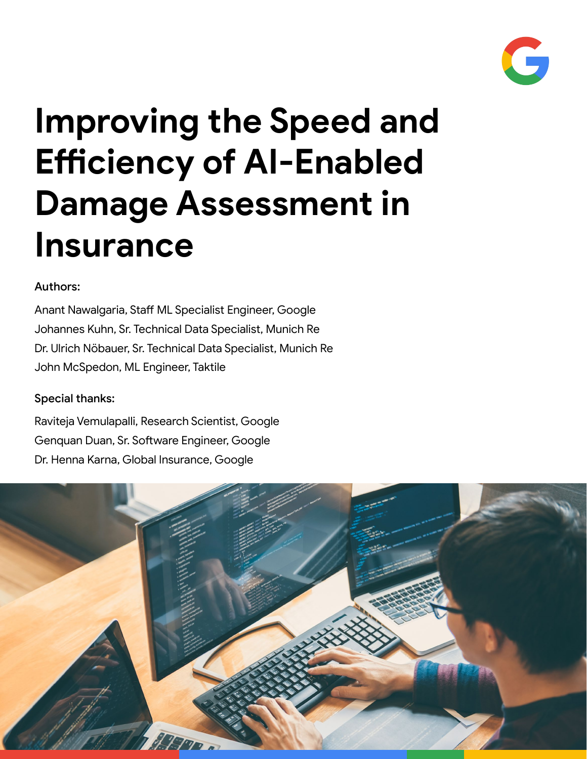# Improving the Speed and Efficiency of AI-Enabled Damage Assessment in Insurance

**Authors:**

Anant Nawalgaria, Staff ML Specialist Engineer, Google
Johannes Kuhn, Sr. Technical Data Specialist, Munich Re
Dr. Ulrich Nöbauer, Sr. Technical Data Specialist, Munich Re
John McSpedon, ML Engineer, Taktile

**Special thanks:**

Raviteja Vemulapalli, Research Scientist, Google
Genquan Duan, Sr. Software Engineer, Google
Dr. Henna Karna, Global Insurance, Google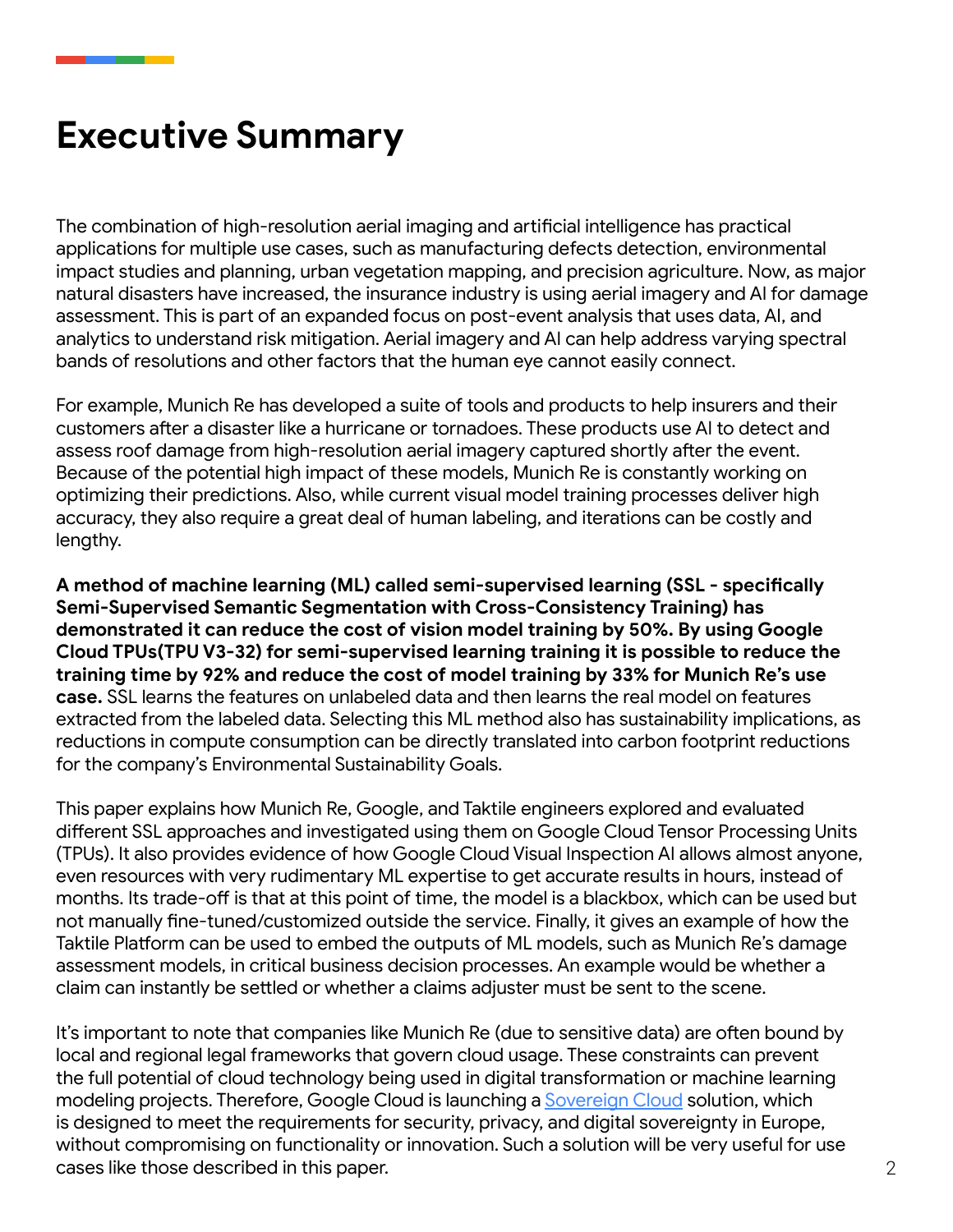# Executive Summary

The combination of high-resolution aerial imaging and artificial intelligence has practical applications for multiple use cases, such as manufacturing defects detection, environmental impact studies and planning, urban vegetation mapping, and precision agriculture. Now, as major natural disasters have increased, the insurance industry is using aerial imagery and AI for damage assessment. This is part of an expanded focus on post-event analysis that uses data, AI, and analytics to understand risk mitigation. Aerial imagery and AI can help address varying spectral bands of resolutions and other factors that the human eye cannot easily connect.

For example, Munich Re has developed a suite of tools and products to help insurers and their customers after a disaster like a hurricane or tornadoes. These products use AI to detect and assess roof damage from high-resolution aerial imagery captured shortly after the event. Because of the potential high impact of these models, Munich Re is constantly working on optimizing their predictions. Also, while current visual model training processes deliver high accuracy, they also require a great deal of human labeling, and iterations can be costly and lengthy.

**A method of machine learning (ML) called semi-supervised learning (SSL - specifically Semi-Supervised Semantic Segmentation with Cross-Consistency Training) has demonstrated it can reduce the cost of vision model training by 50%. By using Google Cloud TPUs(TPU V3-32) for semi-supervised learning training it is possible to reduce the training time by 92% and reduce the cost of model training by 33% for Munich Re's use case.** SSL learns the features on unlabeled data and then learns the real model on features extracted from the labeled data. Selecting this ML method also has sustainability implications, as reductions in compute consumption can be directly translated into carbon footprint reductions for the company's Environmental Sustainability Goals.

This paper explains how Munich Re, Google, and Taktile engineers explored and evaluated different SSL approaches and investigated using them on Google Cloud Tensor Processing Units (TPUs). It also provides evidence of how Google Cloud Visual Inspection AI allows almost anyone, even resources with very rudimentary ML expertise to get accurate results in hours, instead of months. Its trade-off is that at this point of time, the model is a blackbox, which can be used but not manually fine-tuned/customized outside the service. Finally, it gives an example of how the Taktile Platform can be used to embed the outputs of ML models, such as Munich Re's damage assessment models, in critical business decision processes. An example would be whether a claim can instantly be settled or whether a claims adjuster must be sent to the scene.

It's important to note that companies like Munich Re (due to sensitive data) are often bound by local and regional legal frameworks that govern cloud usage. These constraints can prevent the full potential of cloud technology being used in digital transformation or machine learning modeling projects. Therefore, Google Cloud is launching a Sovereign Cloud solution, which is designed to meet the requirements for security, privacy, and digital sovereignty in Europe, without compromising on functionality or innovation. Such a solution will be very useful for use cases like those described in this paper.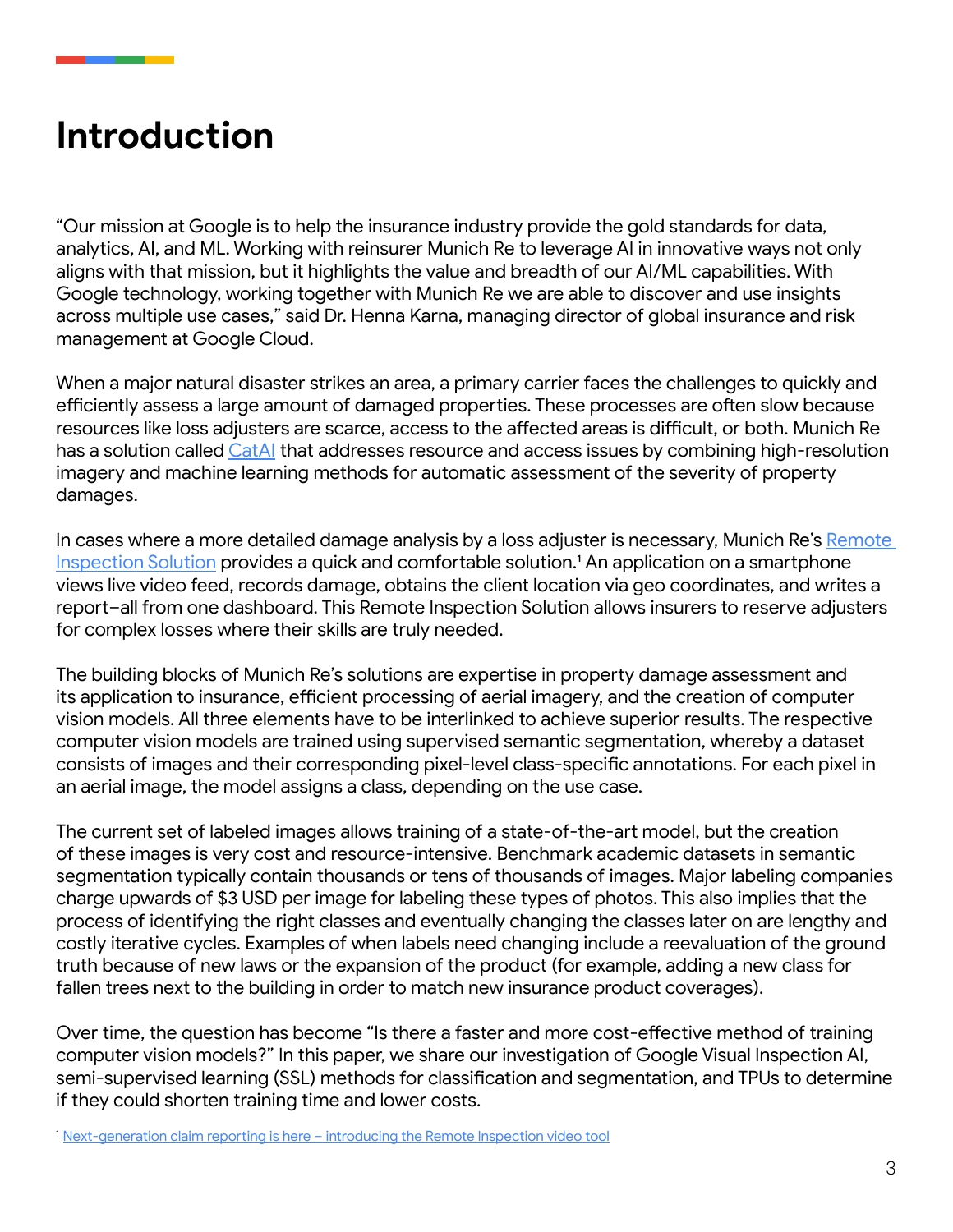# Introduction

"Our mission at Google is to help the insurance industry provide the gold standards for data, analytics, AI, and ML. Working with reinsurer Munich Re to leverage AI in innovative ways not only aligns with that mission, but it highlights the value and breadth of our AI/ML capabilities. With Google technology, working together with Munich Re we are able to discover and use insights across multiple use cases," said Dr. Henna Karna, managing director of global insurance and risk management at Google Cloud.

When a major natural disaster strikes an area, a primary carrier faces the challenges to quickly and efficiently assess a large amount of damaged properties. These processes are often slow because resources like loss adjusters are scarce, access to the affected areas is difficult, or both. Munich Re has a solution called CatAI that addresses resource and access issues by combining high-resolution imagery and machine learning methods for automatic assessment of the severity of property damages.

In cases where a more detailed damage analysis by a loss adjuster is necessary, Munich Re's Remote Inspection Solution provides a quick and comfortable solution.[1] An application on a smartphone views live video feed, records damage, obtains the client location via geo coordinates, and writes a report–all from one dashboard. This Remote Inspection Solution allows insurers to reserve adjusters for complex losses where their skills are truly needed.

The building blocks of Munich Re's solutions are expertise in property damage assessment and its application to insurance, efficient processing of aerial imagery, and the creation of computer vision models. All three elements have to be interlinked to achieve superior results. The respective computer vision models are trained using supervised semantic segmentation, whereby a dataset consists of images and their corresponding pixel-level class-specific annotations. For each pixel in an aerial image, the model assigns a class, depending on the use case.

The current set of labeled images allows training of a state-of-the-art model, but the creation of these images is very cost and resource-intensive. Benchmark academic datasets in semantic segmentation typically contain thousands or tens of thousands of images. Major labeling companies charge upwards of $3 USD per image for labeling these types of photos. This also implies that the process of identifying the right classes and eventually changing the classes later on are lengthy and costly iterative cycles. Examples of when labels need changing include a reevaluation of the ground truth because of new laws or the expansion of the product (for example, adding a new class for fallen trees next to the building in order to match new insurance product coverages).

Over time, the question has become "Is there a faster and more cost-effective method of training computer vision models?" In this paper, we share our investigation of Google Visual Inspection AI, semi-supervised learning (SSL) methods for classification and segmentation, and TPUs to determine if they could shorten training time and lower costs.

[1] Next-generation claim reporting is here – introducing the Remote Inspection video tool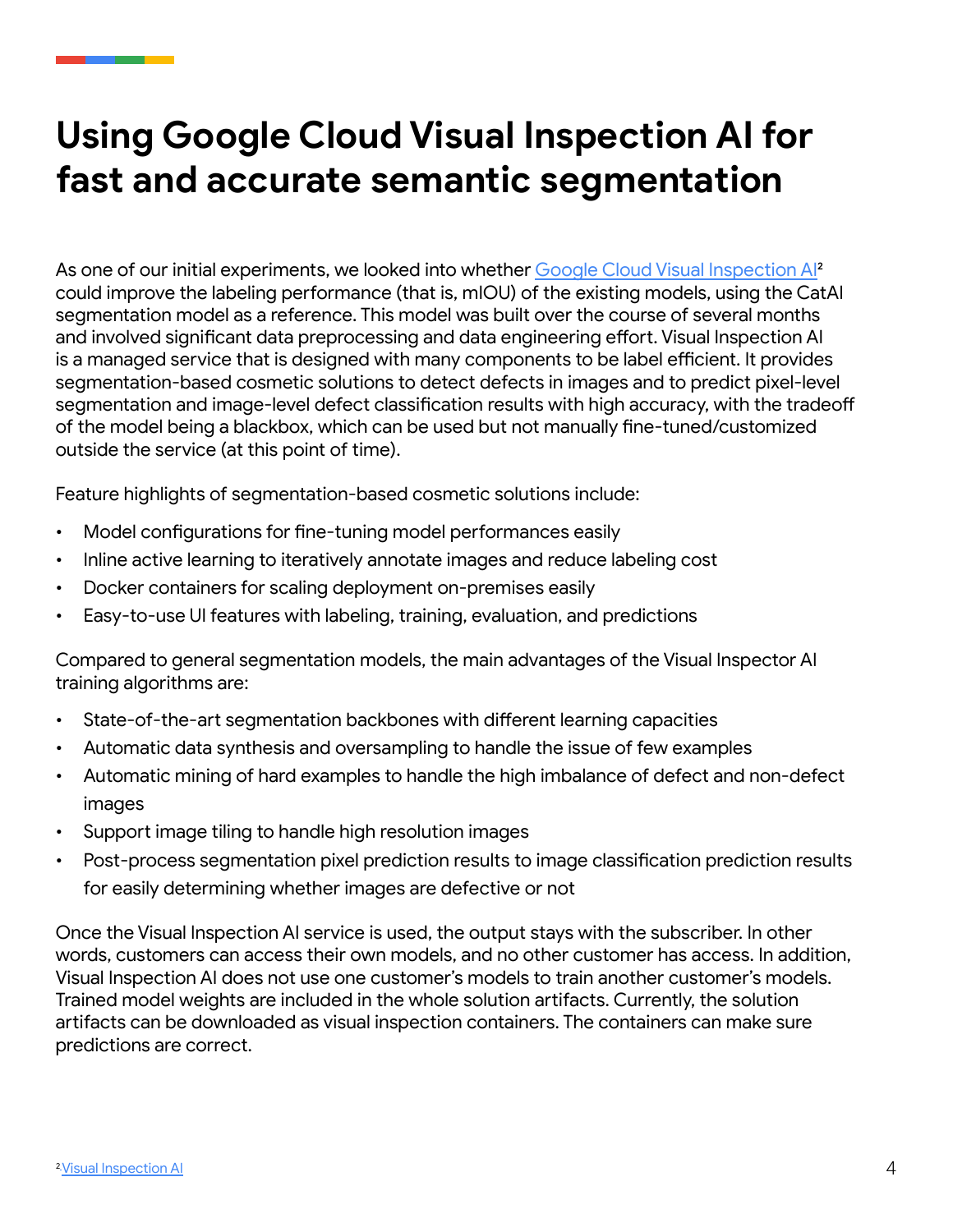# Using Google Cloud Visual Inspection AI for fast and accurate semantic segmentation

As one of our initial experiments, we looked into whether Google Cloud Visual Inspection AI[2] could improve the labeling performance (that is, mIOU) of the existing models, using the CatAI segmentation model as a reference. This model was built over the course of several months and involved significant data preprocessing and data engineering effort. Visual Inspection AI is a managed service that is designed with many components to be label efficient. It provides segmentation-based cosmetic solutions to detect defects in images and to predict pixel-level segmentation and image-level defect classification results with high accuracy, with the tradeoff of the model being a blackbox, which can be used but not manually fine-tuned/customized outside the service (at this point of time).

Feature highlights of segmentation-based cosmetic solutions include:

- Model configurations for fine-tuning model performances easily
- Inline active learning to iteratively annotate images and reduce labeling cost
- Docker containers for scaling deployment on-premises easily
- Easy-to-use UI features with labeling, training, evaluation, and predictions

Compared to general segmentation models, the main advantages of the Visual Inspector AI training algorithms are:

- State-of-the-art segmentation backbones with different learning capacities
- Automatic data synthesis and oversampling to handle the issue of few examples
- Automatic mining of hard examples to handle the high imbalance of defect and non-defect images
- Support image tiling to handle high resolution images
- Post-process segmentation pixel prediction results to image classification prediction results for easily determining whether images are defective or not

Once the Visual Inspection AI service is used, the output stays with the subscriber. In other words, customers can access their own models, and no other customer has access. In addition, Visual Inspection AI does not use one customer's models to train another customer's models. Trained model weights are included in the whole solution artifacts. Currently, the solution artifacts can be downloaded as visual inspection containers. The containers can make sure predictions are correct.

[2] Visual Inspection AI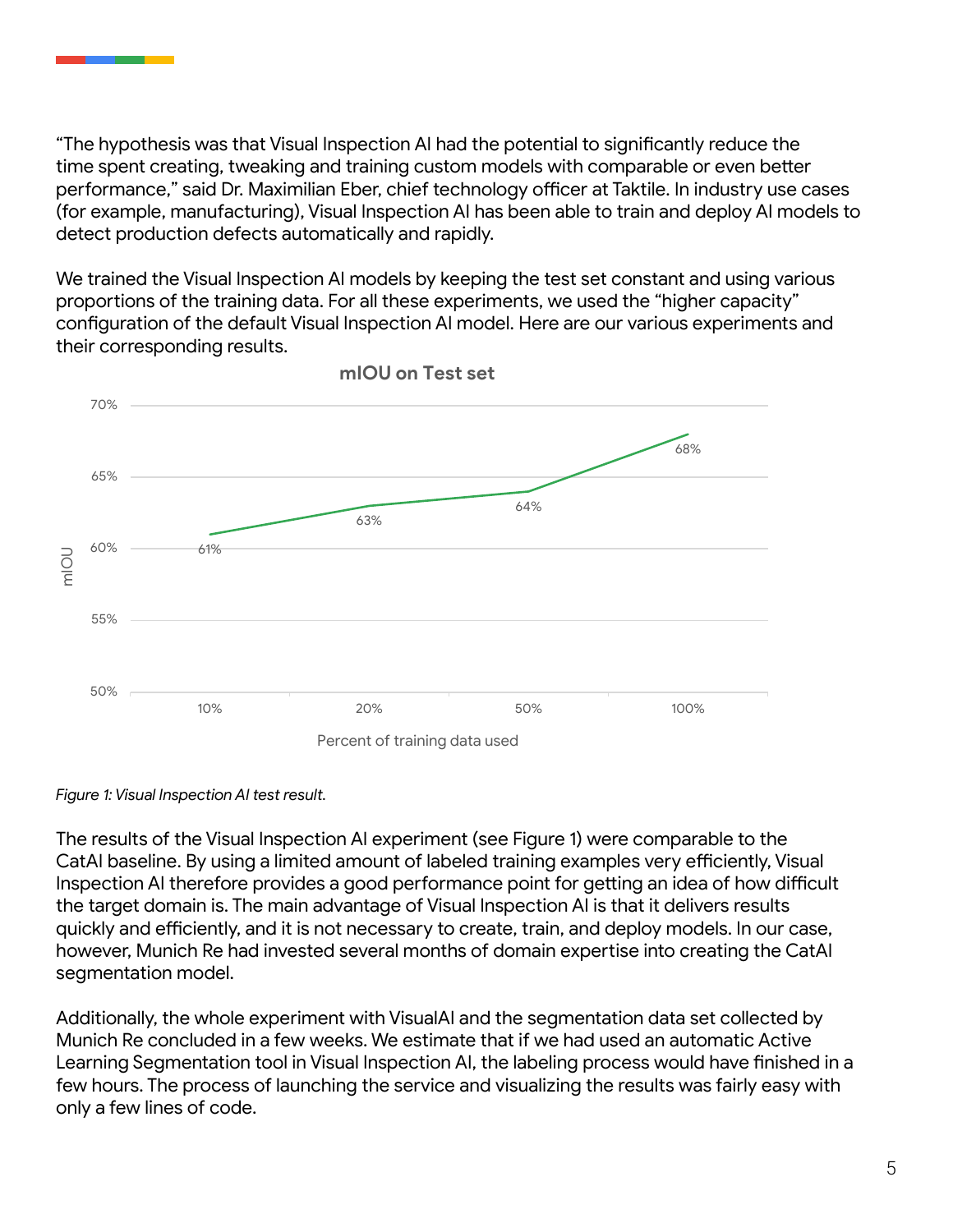"The hypothesis was that Visual Inspection AI had the potential to significantly reduce the time spent creating, tweaking and training custom models with comparable or even better performance," said Dr. Maximilian Eber, chief technology officer at Taktile. In industry use cases (for example, manufacturing), Visual Inspection AI has been able to train and deploy AI models to detect production defects automatically and rapidly.

We trained the Visual Inspection AI models by keeping the test set constant and using various proportions of the training data. For all these experiments, we used the "higher capacity" configuration of the default Visual Inspection AI model. Here are our various experiments and their corresponding results.

*Figure 1: Visual Inspection AI test result.*

The results of the Visual Inspection AI experiment (see Figure 1) were comparable to the CatAI baseline. By using a limited amount of labeled training examples very efficiently, Visual Inspection AI therefore provides a good performance point for getting an idea of how difficult the target domain is. The main advantage of Visual Inspection AI is that it delivers results quickly and efficiently, and it is not necessary to create, train, and deploy models. In our case, however, Munich Re had invested several months of domain expertise into creating the CatAI segmentation model.

Additionally, the whole experiment with VisualAI and the segmentation data set collected by Munich Re concluded in a few weeks. We estimate that if we had used an automatic Active Learning Segmentation tool in Visual Inspection AI, the labeling process would have finished in a few hours. The process of launching the service and visualizing the results was fairly easy with only a few lines of code.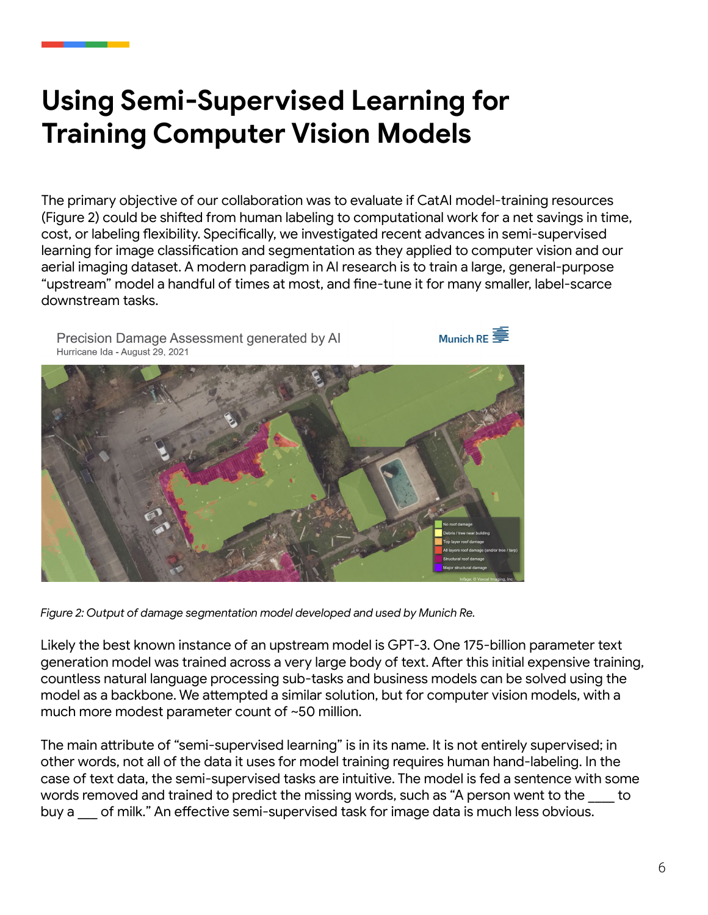# Using Semi-Supervised Learning for Training Computer Vision Models

The primary objective of our collaboration was to evaluate if CatAI model-training resources (Figure 2) could be shifted from human labeling to computational work for a net savings in time, cost, or labeling flexibility. Specifically, we investigated recent advances in semi-supervised learning for image classification and segmentation as they applied to computer vision and our aerial imaging dataset. A modern paradigm in AI research is to train a large, general-purpose "upstream" model a handful of times at most, and fine-tune it for many smaller, label-scarce downstream tasks.

*Figure 2: Output of damage segmentation model developed and used by Munich Re.*

Likely the best known instance of an upstream model is GPT-3. One 175-billion parameter text generation model was trained across a very large body of text. After this initial expensive training, countless natural language processing sub-tasks and business models can be solved using the model as a backbone. We attempted a similar solution, but for computer vision models, with a much more modest parameter count of ~50 million.

The main attribute of "semi-supervised learning" is in its name. It is not entirely supervised; in other words, not all of the data it uses for model training requires human hand-labeling. In the case of text data, the semi-supervised tasks are intuitive. The model is fed a sentence with some words removed and trained to predict the missing words, such as "A person went to the ____ to buy a ___ of milk." An effective semi-supervised task for image data is much less obvious.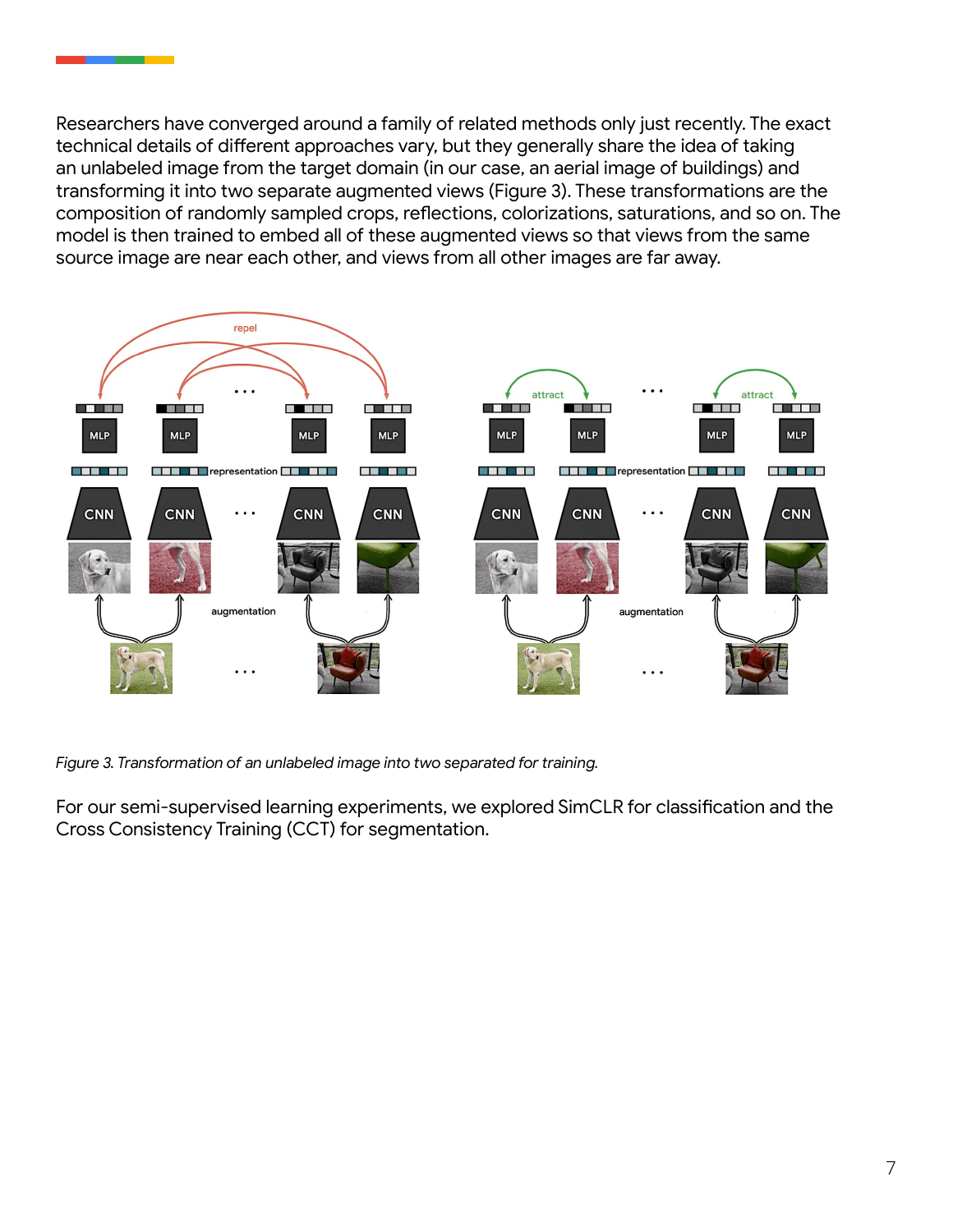Researchers have converged around a family of related methods only just recently. The exact technical details of different approaches vary, but they generally share the idea of taking an unlabeled image from the target domain (in our case, an aerial image of buildings) and transforming it into two separate augmented views (Figure 3). These transformations are the composition of randomly sampled crops, reflections, colorizations, saturations, and so on. The model is then trained to embed all of these augmented views so that views from the same source image are near each other, and views from all other images are far away.

*Figure 3. Transformation of an unlabeled image into two separated for training.*

For our semi-supervised learning experiments, we explored SimCLR for classification and the Cross Consistency Training (CCT) for segmentation.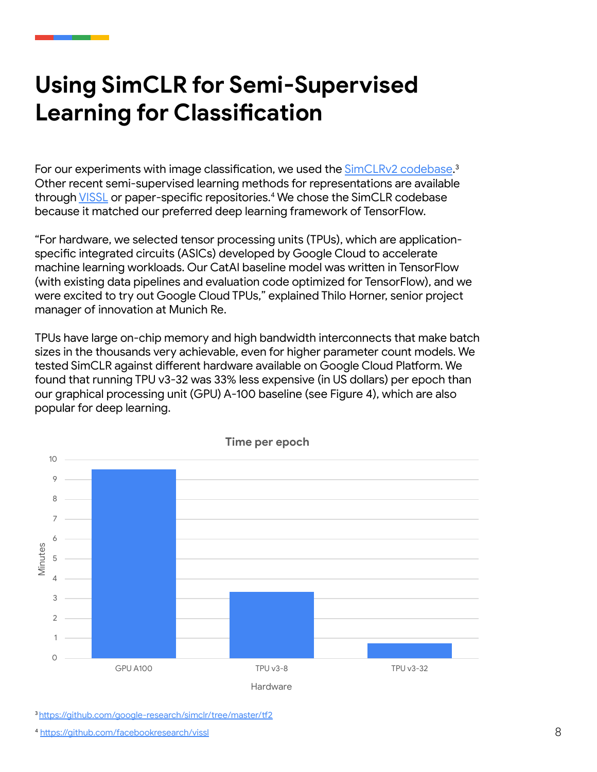# Using SimCLR for Semi-Supervised Learning for Classification

For our experiments with image classification, we used the SimCLRv2 codebase.[3] Other recent semi-supervised learning methods for representations are available through VISSL or paper-specific repositories.[4] We chose the SimCLR codebase because it matched our preferred deep learning framework of TensorFlow.

"For hardware, we selected tensor processing units (TPUs), which are application-specific integrated circuits (ASICs) developed by Google Cloud to accelerate machine learning workloads. Our CatAI baseline model was written in TensorFlow (with existing data pipelines and evaluation code optimized for TensorFlow), and we were excited to try out Google Cloud TPUs," explained Thilo Horner, senior project manager of innovation at Munich Re.

TPUs have large on-chip memory and high bandwidth interconnects that make batch sizes in the thousands very achievable, even for higher parameter count models. We tested SimCLR against different hardware available on Google Cloud Platform. We found that running TPU v3-32 was 33% less expensive (in US dollars) per epoch than our graphical processing unit (GPU) A-100 baseline (see Figure 4), which are also popular for deep learning.

**Time per epoch**

| Hardware | Minutes |
| --- | --- |
| GPU A100 | ~9.5 |
| TPU v3-8 | ~3.3 |
| TPU v3-32 | ~0.7 |

[3] https://github.com/google-research/simclr/tree/master/tf2

[4] https://github.com/facebookresearch/vissl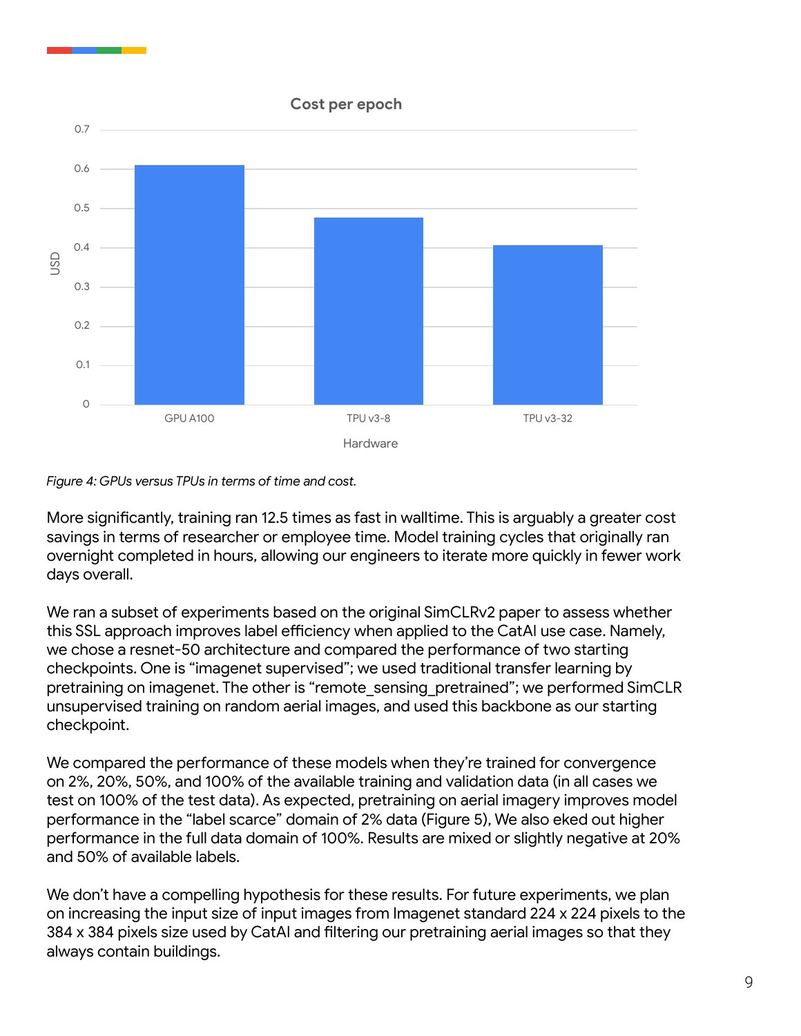Figure 4: GPUs versus TPUs in terms of time and cost.

More significantly, training ran 12.5 times as fast in walltime. This is arguably a greater cost savings in terms of researcher or employee time. Model training cycles that originally ran overnight completed in hours, allowing our engineers to iterate more quickly in fewer work days overall.

We ran a subset of experiments based on the original SimCLRv2 paper to assess whether this SSL approach improves label efficiency when applied to the CatAI use case. Namely, we chose a resnet-50 architecture and compared the performance of two starting checkpoints. One is “imagenet supervised”; we used traditional transfer learning by pretraining on imagenet. The other is “remote_sensing_pretrained”; we performed SimCLR unsupervised training on random aerial images, and used this backbone as our starting checkpoint.

We compared the performance of these models when they’re trained for convergence on 2%, 20%, 50%, and 100% of the available training and validation data (in all cases we test on 100% of the test data). As expected, pretraining on aerial imagery improves model performance in the “label scarce” domain of 2% data (Figure 5), We also eked out higher performance in the full data domain of 100%. Results are mixed or slightly negative at 20% and 50% of available labels.

We don’t have a compelling hypothesis for these results. For future experiments, we plan on increasing the input size of input images from Imagenet standard 224 x 224 pixels to the 384 x 384 pixels size used by CatAI and filtering our pretraining aerial images so that they always contain buildings.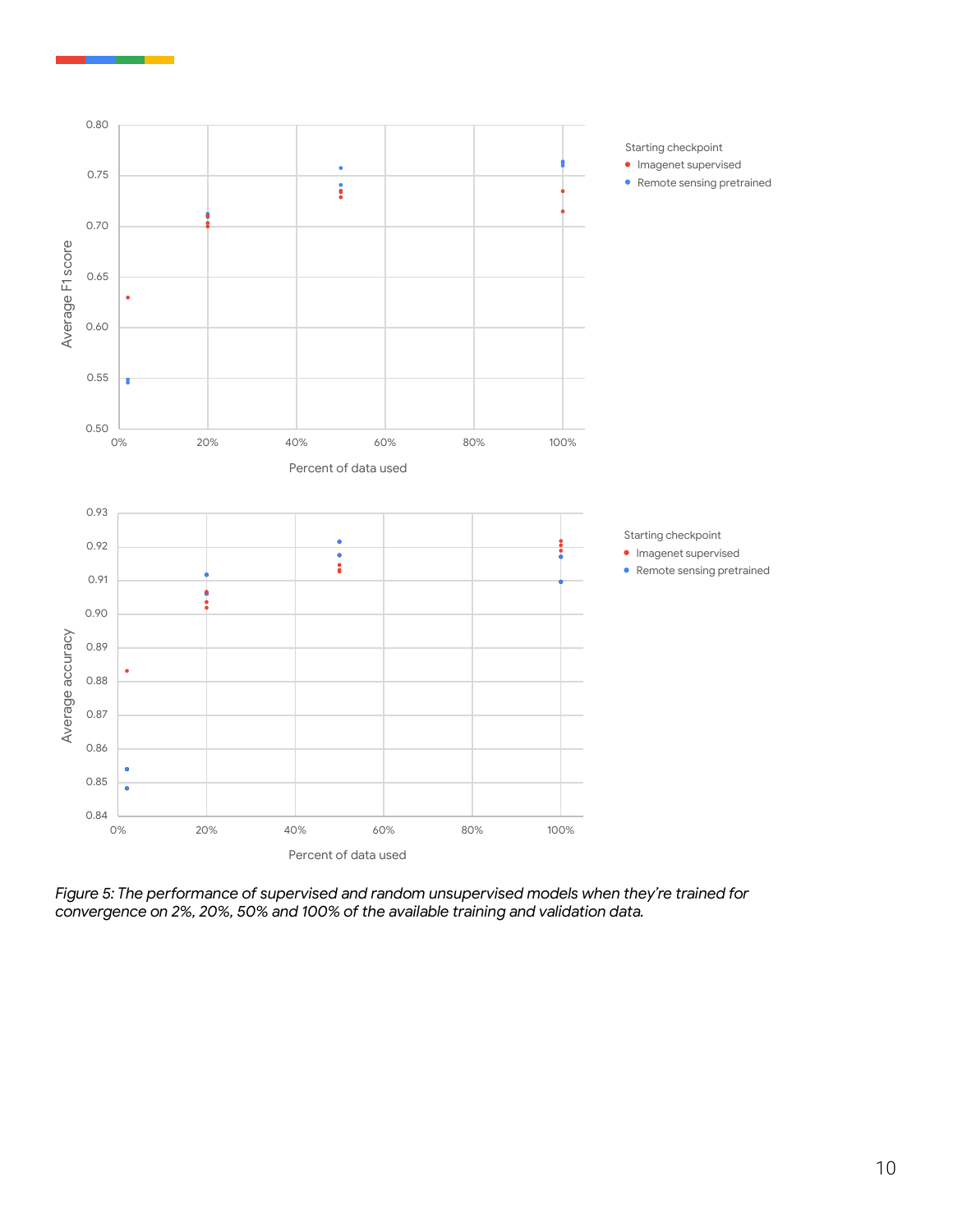*Figure 5: The performance of supervised and random unsupervised models when they're trained for convergence on 2%, 20%, 50% and 100% of the available training and validation data.*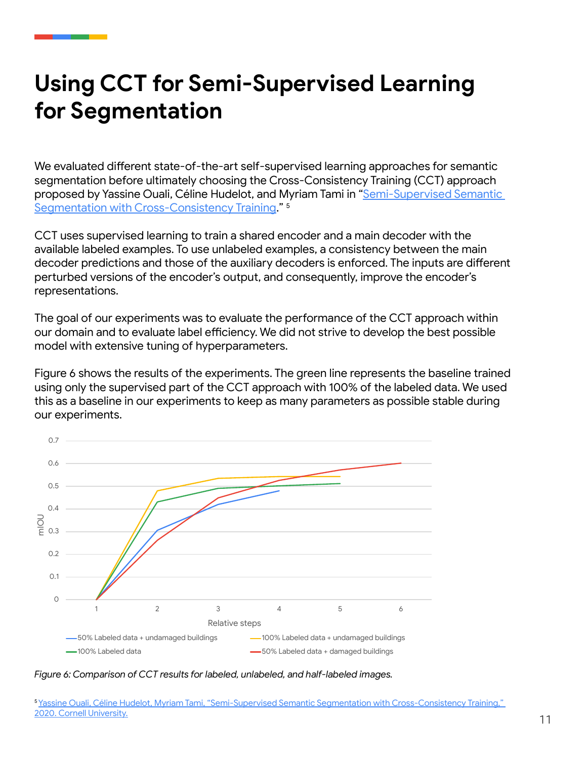# Using CCT for Semi-Supervised Learning for Segmentation

We evaluated different state-of-the-art self-supervised learning approaches for semantic segmentation before ultimately choosing the Cross-Consistency Training (CCT) approach proposed by Yassine Ouali, Céline Hudelot, and Myriam Tami in "[Semi-Supervised Semantic Segmentation with Cross-Consistency Training](#)." [5]

CCT uses supervised learning to train a shared encoder and a main decoder with the available labeled examples. To use unlabeled examples, a consistency between the main decoder predictions and those of the auxiliary decoders is enforced. The inputs are different perturbed versions of the encoder's output, and consequently, improve the encoder's representations.

The goal of our experiments was to evaluate the performance of the CCT approach within our domain and to evaluate label efficiency. We did not strive to develop the best possible model with extensive tuning of hyperparameters.

Figure 6 shows the results of the experiments. The green line represents the baseline trained using only the supervised part of the CCT approach with 100% of the labeled data. We used this as a baseline in our experiments to keep as many parameters as possible stable during our experiments.

*Figure 6: Comparison of CCT results for labeled, unlabeled, and half-labeled images.*

[5] Yassine Ouali, Céline Hudelot, Myriam Tami, "Semi-Supervised Semantic Segmentation with Cross-Consistency Training," 2020. Cornell University.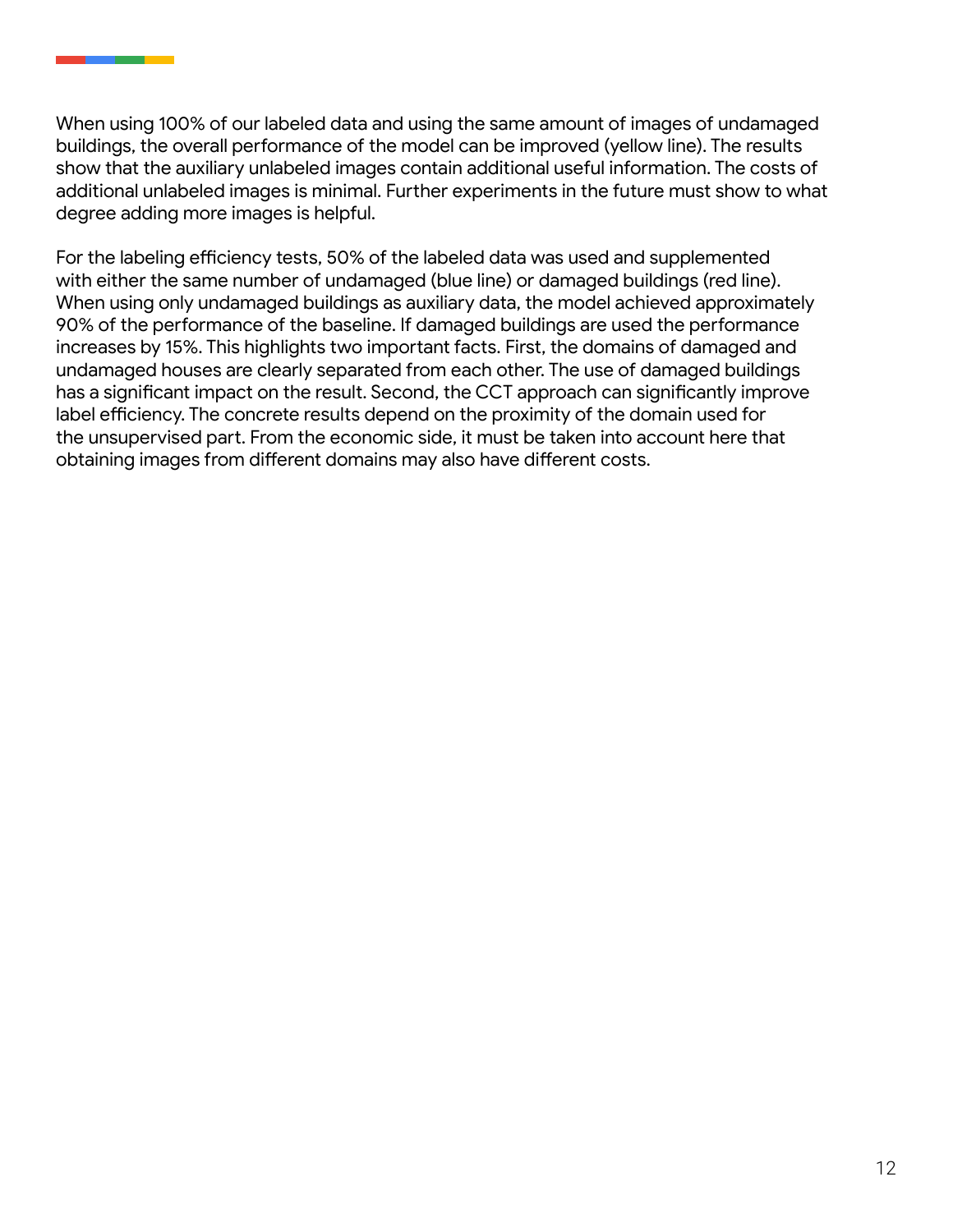When using 100% of our labeled data and using the same amount of images of undamaged buildings, the overall performance of the model can be improved (yellow line). The results show that the auxiliary unlabeled images contain additional useful information. The costs of additional unlabeled images is minimal. Further experiments in the future must show to what degree adding more images is helpful.

For the labeling efficiency tests, 50% of the labeled data was used and supplemented with either the same number of undamaged (blue line) or damaged buildings (red line). When using only undamaged buildings as auxiliary data, the model achieved approximately 90% of the performance of the baseline. If damaged buildings are used the performance increases by 15%. This highlights two important facts. First, the domains of damaged and undamaged houses are clearly separated from each other. The use of damaged buildings has a significant impact on the result. Second, the CCT approach can significantly improve label efficiency. The concrete results depend on the proximity of the domain used for the unsupervised part. From the economic side, it must be taken into account here that obtaining images from different domains may also have different costs.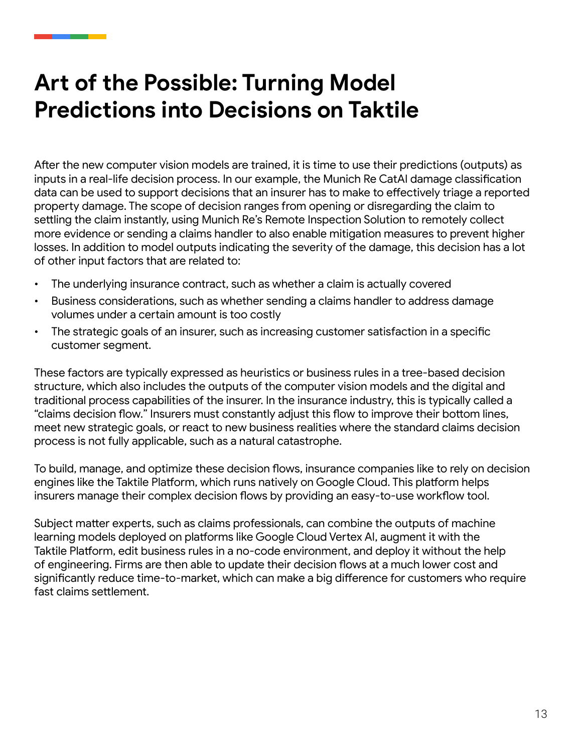# Art of the Possible: Turning Model Predictions into Decisions on Taktile

After the new computer vision models are trained, it is time to use their predictions (outputs) as inputs in a real-life decision process. In our example, the Munich Re CatAI damage classification data can be used to support decisions that an insurer has to make to effectively triage a reported property damage. The scope of decision ranges from opening or disregarding the claim to settling the claim instantly, using Munich Re's Remote Inspection Solution to remotely collect more evidence or sending a claims handler to also enable mitigation measures to prevent higher losses. In addition to model outputs indicating the severity of the damage, this decision has a lot of other input factors that are related to:

- The underlying insurance contract, such as whether a claim is actually covered
- Business considerations, such as whether sending a claims handler to address damage volumes under a certain amount is too costly
- The strategic goals of an insurer, such as increasing customer satisfaction in a specific customer segment.

These factors are typically expressed as heuristics or business rules in a tree-based decision structure, which also includes the outputs of the computer vision models and the digital and traditional process capabilities of the insurer. In the insurance industry, this is typically called a "claims decision flow." Insurers must constantly adjust this flow to improve their bottom lines, meet new strategic goals, or react to new business realities where the standard claims decision process is not fully applicable, such as a natural catastrophe.

To build, manage, and optimize these decision flows, insurance companies like to rely on decision engines like the Taktile Platform, which runs natively on Google Cloud. This platform helps insurers manage their complex decision flows by providing an easy-to-use workflow tool.

Subject matter experts, such as claims professionals, can combine the outputs of machine learning models deployed on platforms like Google Cloud Vertex AI, augment it with the Taktile Platform, edit business rules in a no-code environment, and deploy it without the help of engineering. Firms are then able to update their decision flows at a much lower cost and significantly reduce time-to-market, which can make a big difference for customers who require fast claims settlement.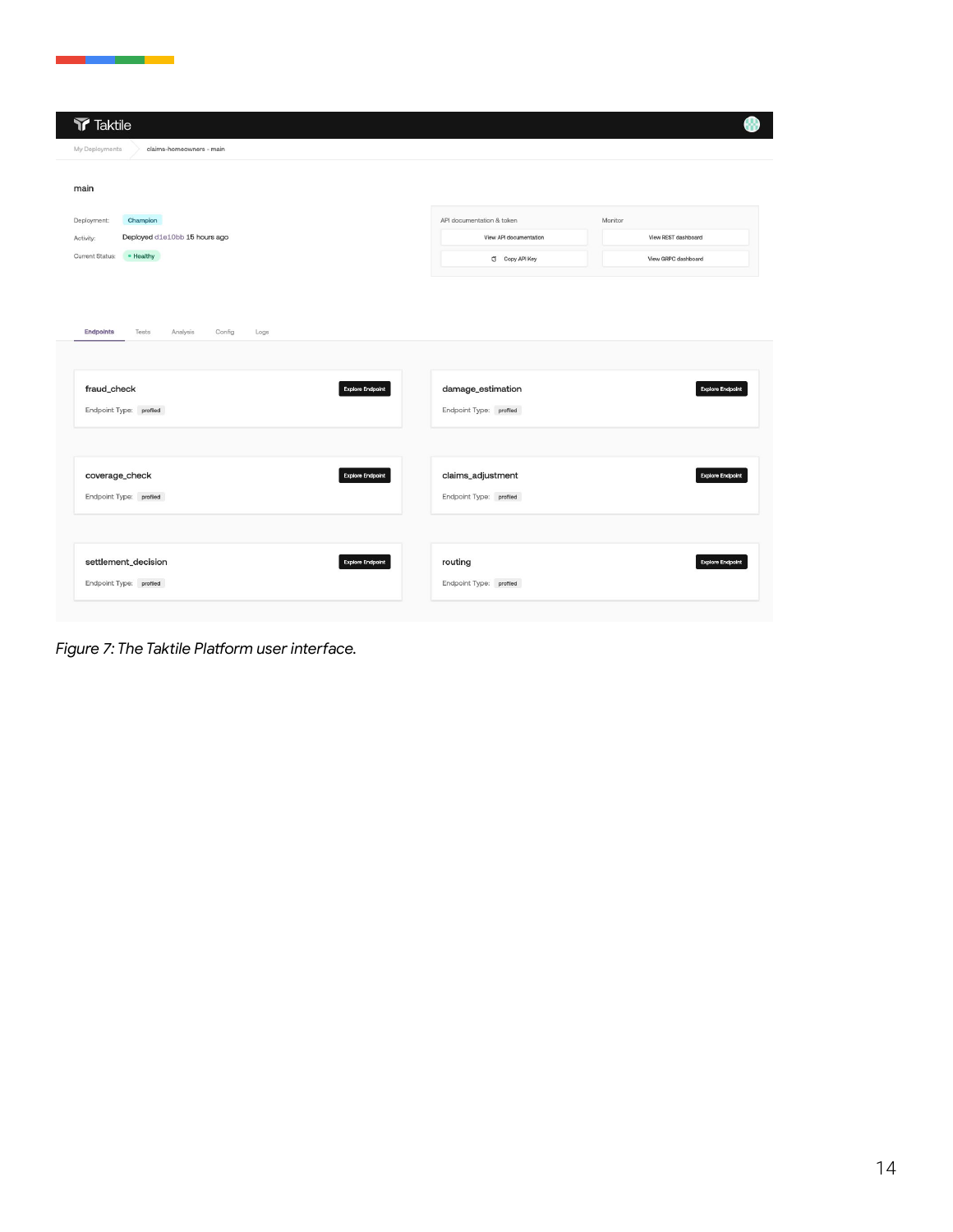Taktile

My Deployments > claims-homeowners - main

main

Deployment: Champion

Activity: Deployed d1e10bb 15 hours ago

Current Status: Healthy

API documentation & token
- View API documentation
- Copy API Key

Monitor
- View REST dashboard
- View GRPC dashboard

Endpoints | Tests | Analysis | Config | Logs

| Endpoint | Endpoint Type | |
|---|---|---|
| fraud_check | profiled | Explore Endpoint |
| damage_estimation | profiled | Explore Endpoint |
| coverage_check | profiled | Explore Endpoint |
| claims_adjustment | profiled | Explore Endpoint |
| settlement_decision | profiled | Explore Endpoint |
| routing | profiled | Explore Endpoint |

*Figure 7: The Taktile Platform user interface.*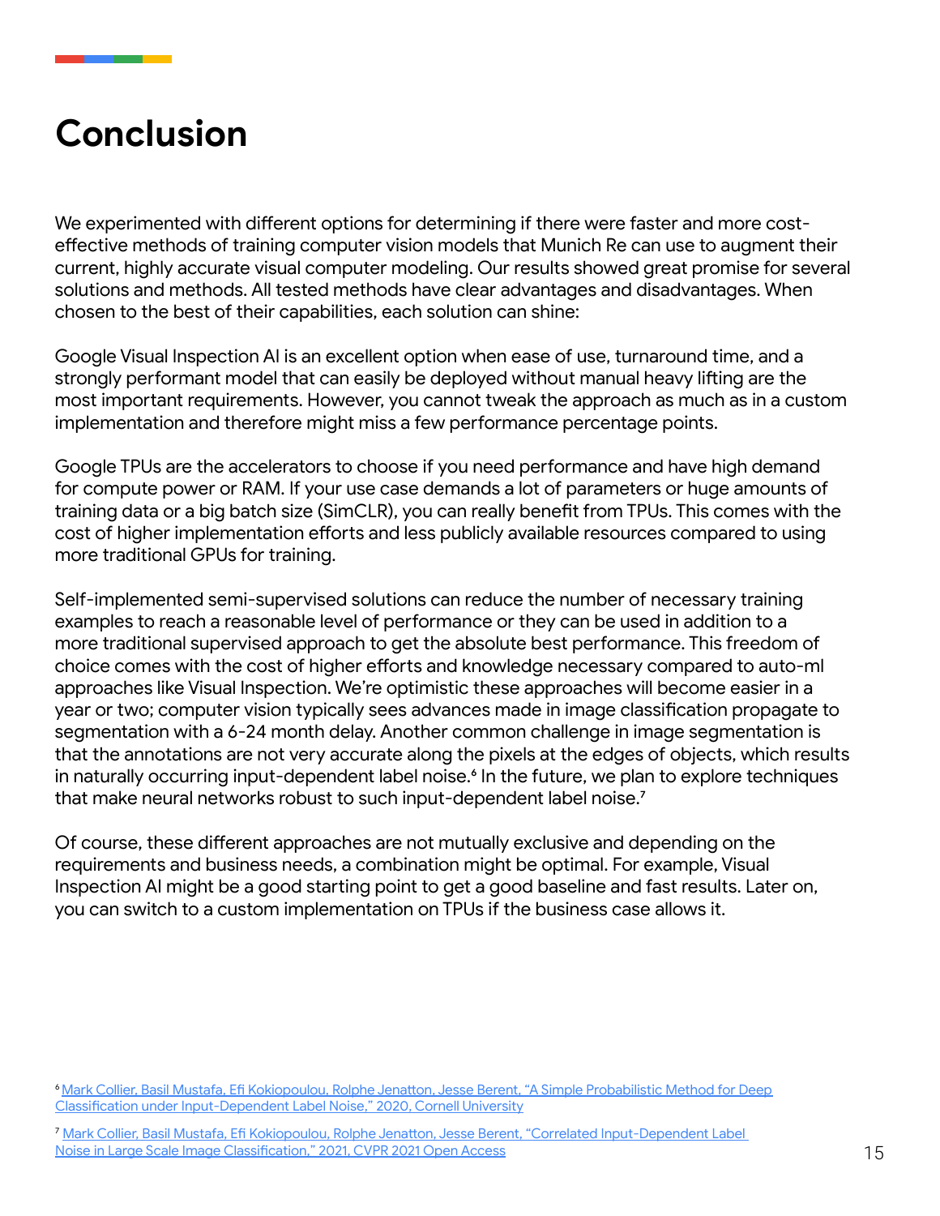# Conclusion

We experimented with different options for determining if there were faster and more cost-effective methods of training computer vision models that Munich Re can use to augment their current, highly accurate visual computer modeling. Our results showed great promise for several solutions and methods. All tested methods have clear advantages and disadvantages. When chosen to the best of their capabilities, each solution can shine:

Google Visual Inspection AI is an excellent option when ease of use, turnaround time, and a strongly performant model that can easily be deployed without manual heavy lifting are the most important requirements. However, you cannot tweak the approach as much as in a custom implementation and therefore might miss a few performance percentage points.

Google TPUs are the accelerators to choose if you need performance and have high demand for compute power or RAM. If your use case demands a lot of parameters or huge amounts of training data or a big batch size (SimCLR), you can really benefit from TPUs. This comes with the cost of higher implementation efforts and less publicly available resources compared to using more traditional GPUs for training.

Self-implemented semi-supervised solutions can reduce the number of necessary training examples to reach a reasonable level of performance or they can be used in addition to a more traditional supervised approach to get the absolute best performance. This freedom of choice comes with the cost of higher efforts and knowledge necessary compared to auto-ml approaches like Visual Inspection. We're optimistic these approaches will become easier in a year or two; computer vision typically sees advances made in image classification propagate to segmentation with a 6-24 month delay. Another common challenge in image segmentation is that the annotations are not very accurate along the pixels at the edges of objects, which results in naturally occurring input-dependent label noise.[6] In the future, we plan to explore techniques that make neural networks robust to such input-dependent label noise.[7]

Of course, these different approaches are not mutually exclusive and depending on the requirements and business needs, a combination might be optimal. For example, Visual Inspection AI might be a good starting point to get a good baseline and fast results. Later on, you can switch to a custom implementation on TPUs if the business case allows it.

---

[6] Mark Collier, Basil Mustafa, Efi Kokiopoulou, Rolphe Jenatton, Jesse Berent, "A Simple Probabilistic Method for Deep Classification under Input-Dependent Label Noise," 2020, Cornell University

[7] Mark Collier, Basil Mustafa, Efi Kokiopoulou, Rolphe Jenatton, Jesse Berent, "Correlated Input-Dependent Label Noise in Large Scale Image Classification," 2021, CVPR 2021 Open Access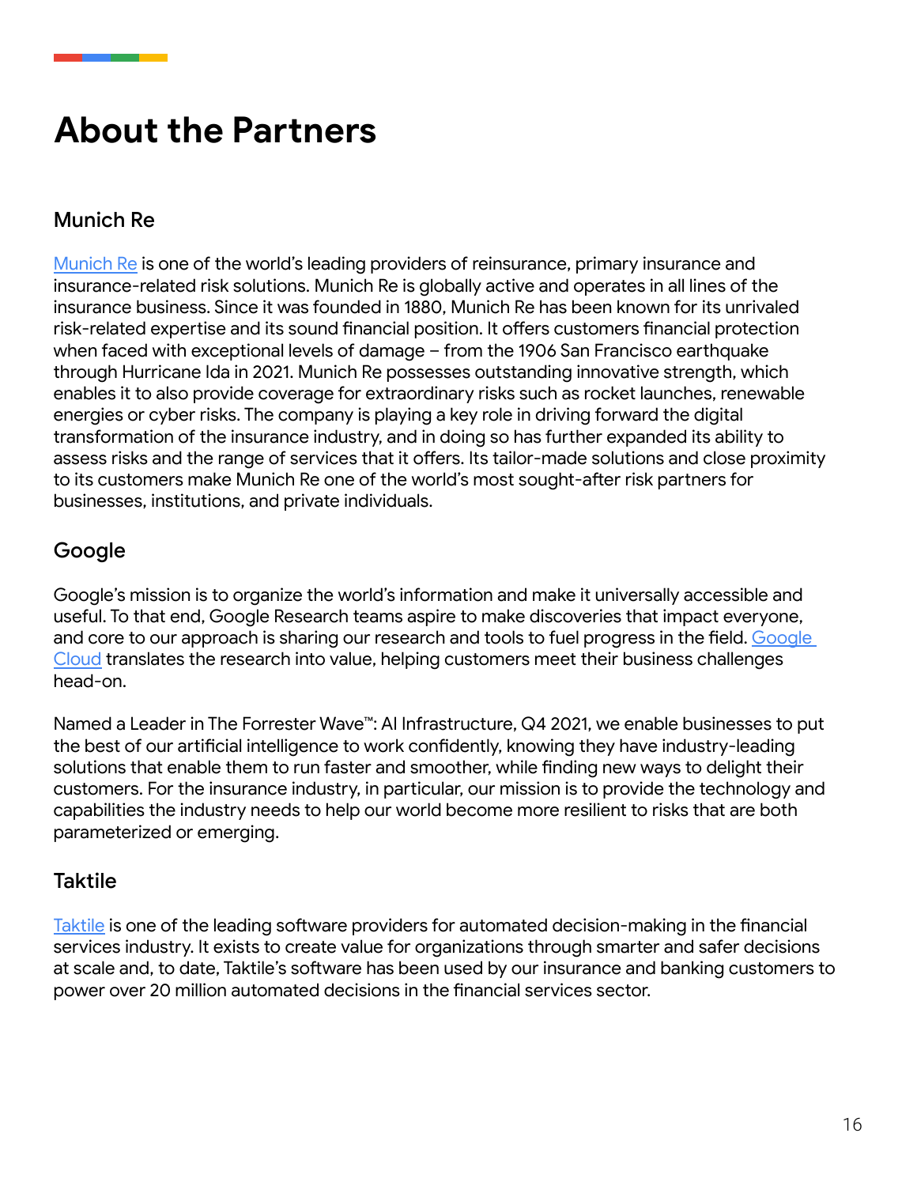# About the Partners

## Munich Re

Munich Re is one of the world's leading providers of reinsurance, primary insurance and insurance-related risk solutions. Munich Re is globally active and operates in all lines of the insurance business. Since it was founded in 1880, Munich Re has been known for its unrivaled risk-related expertise and its sound financial position. It offers customers financial protection when faced with exceptional levels of damage – from the 1906 San Francisco earthquake through Hurricane Ida in 2021. Munich Re possesses outstanding innovative strength, which enables it to also provide coverage for extraordinary risks such as rocket launches, renewable energies or cyber risks. The company is playing a key role in driving forward the digital transformation of the insurance industry, and in doing so has further expanded its ability to assess risks and the range of services that it offers. Its tailor-made solutions and close proximity to its customers make Munich Re one of the world's most sought-after risk partners for businesses, institutions, and private individuals.

## Google

Google's mission is to organize the world's information and make it universally accessible and useful. To that end, Google Research teams aspire to make discoveries that impact everyone, and core to our approach is sharing our research and tools to fuel progress in the field. Google Cloud translates the research into value, helping customers meet their business challenges head-on.

Named a Leader in The Forrester Wave™: AI Infrastructure, Q4 2021, we enable businesses to put the best of our artificial intelligence to work confidently, knowing they have industry-leading solutions that enable them to run faster and smoother, while finding new ways to delight their customers. For the insurance industry, in particular, our mission is to provide the technology and capabilities the industry needs to help our world become more resilient to risks that are both parameterized or emerging.

## Taktile

Taktile is one of the leading software providers for automated decision-making in the financial services industry. It exists to create value for organizations through smarter and safer decisions at scale and, to date, Taktile's software has been used by our insurance and banking customers to power over 20 million automated decisions in the financial services sector.